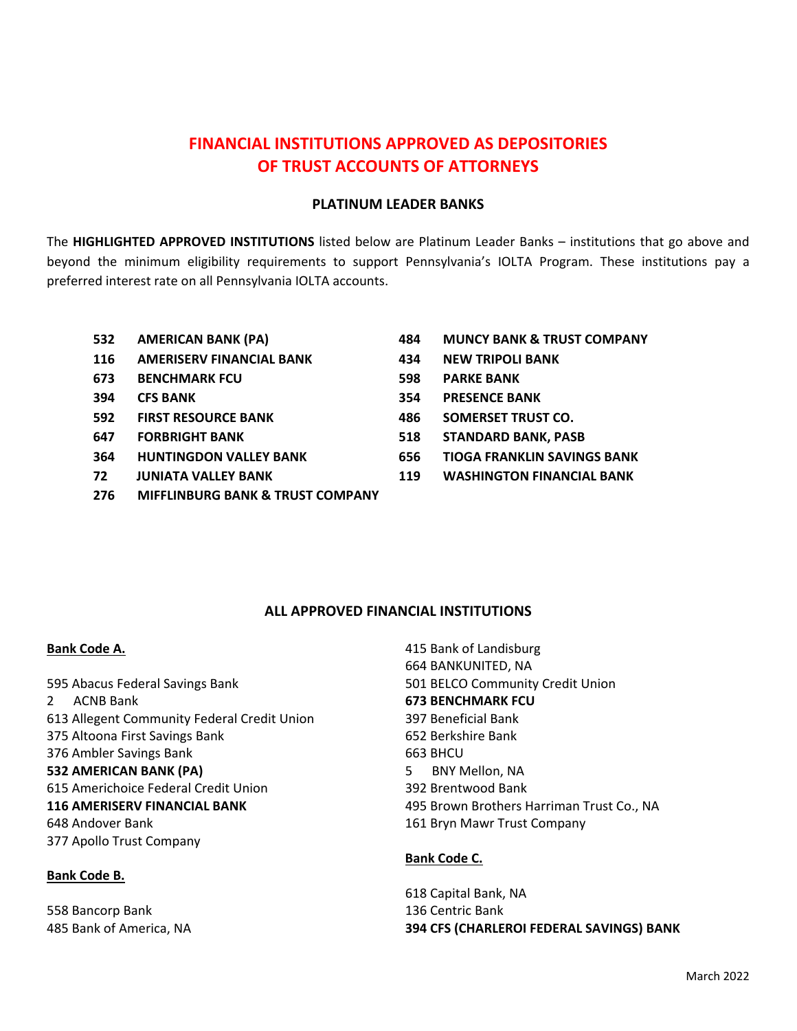# FINANCIAL INSTITUTIONS APPROVED AS DEPOSITORIES OF TRUST ACCOUNTS OF ATTORNEYS

## PLATINUM LEADER BANKS

The **HIGHLIGHTED APPROVED INSTITUTIONS** listed below are Platinum Leader Banks – institutions that go above and beyond the minimum eligibility requirements to support Pennsylvania's IOLTA Program. These institutions pay a preferred interest rate on all Pennsylvania IOLTA accounts.

**532 AMERICAN BANK (PA)**
**116 AMERISERV FINANCIAL BANK**
**673 BENCHMARK FCU**
**394 CFS BANK**
**592 FIRST RESOURCE BANK**
**647 FORBRIGHT BANK**
**364 HUNTINGDON VALLEY BANK**
**72 JUNIATA VALLEY BANK**
**276 MIFFLINBURG BANK & TRUST COMPANY**
**484 MUNCY BANK & TRUST COMPANY**
**434 NEW TRIPOLI BANK**
**598 PARKE BANK**
**354 PRESENCE BANK**
**486 SOMERSET TRUST CO.**
**518 STANDARD BANK, PASB**
**656 TIOGA FRANKLIN SAVINGS BANK**
**119 WASHINGTON FINANCIAL BANK**

## ALL APPROVED FINANCIAL INSTITUTIONS

**Bank Code A.**

595 Abacus Federal Savings Bank
2 ACNB Bank
613 Allegent Community Federal Credit Union
375 Altoona First Savings Bank
376 Ambler Savings Bank
**532 AMERICAN BANK (PA)**
615 Americhoice Federal Credit Union
**116 AMERISERV FINANCIAL BANK**
648 Andover Bank
377 Apollo Trust Company

**Bank Code B.**

558 Bancorp Bank
485 Bank of America, NA
415 Bank of Landisburg
664 BANKUNITED, NA
501 BELCO Community Credit Union
**673 BENCHMARK FCU**
397 Beneficial Bank
652 Berkshire Bank
663 BHCU
5 BNY Mellon, NA
392 Brentwood Bank
495 Brown Brothers Harriman Trust Co., NA
161 Bryn Mawr Trust Company

**Bank Code C.**

618 Capital Bank, NA
136 Centric Bank
**394 CFS (CHARLEROI FEDERAL SAVINGS) BANK**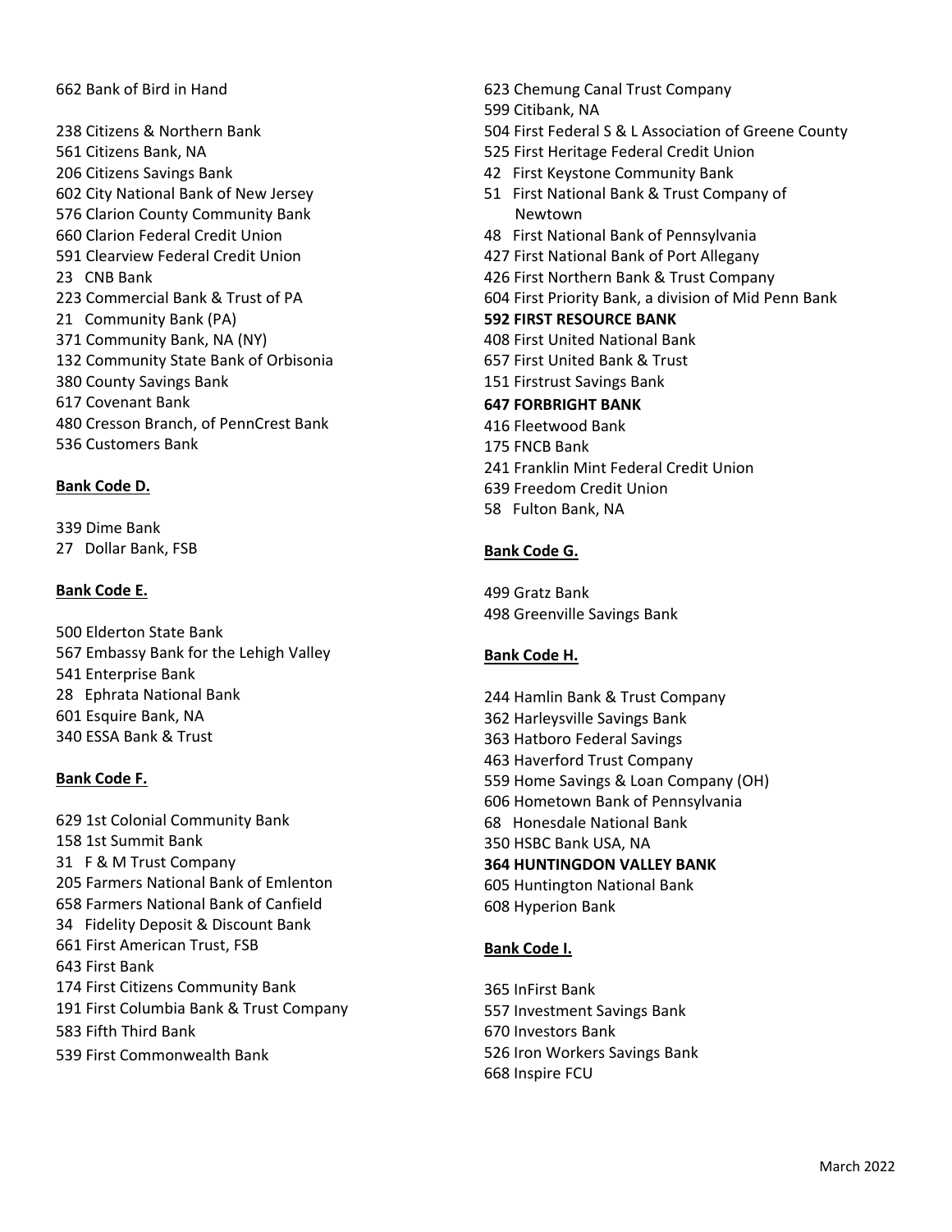662 Bank of Bird in Hand

238 Citizens & Northern Bank
561 Citizens Bank, NA
206 Citizens Savings Bank
602 City National Bank of New Jersey
576 Clarion County Community Bank
660 Clarion Federal Credit Union
591 Clearview Federal Credit Union
23 CNB Bank
223 Commercial Bank & Trust of PA
21 Community Bank (PA)
371 Community Bank, NA (NY)
132 Community State Bank of Orbisonia
380 County Savings Bank
617 Covenant Bank
480 Cresson Branch, of PennCrest Bank
536 Customers Bank

**Bank Code D.**

339 Dime Bank
27 Dollar Bank, FSB

**Bank Code E.**

500 Elderton State Bank
567 Embassy Bank for the Lehigh Valley
541 Enterprise Bank
28 Ephrata National Bank
601 Esquire Bank, NA
340 ESSA Bank & Trust

**Bank Code F.**

629 1st Colonial Community Bank
158 1st Summit Bank
31 F & M Trust Company
205 Farmers National Bank of Emlenton
658 Farmers National Bank of Canfield
34 Fidelity Deposit & Discount Bank
661 First American Trust, FSB
643 First Bank
174 First Citizens Community Bank
191 First Columbia Bank & Trust Company
583 Fifth Third Bank
539 First Commonwealth Bank
623 Chemung Canal Trust Company
599 Citibank, NA
504 First Federal S & L Association of Greene County
525 First Heritage Federal Credit Union
42 First Keystone Community Bank
51 First National Bank & Trust Company of Newtown
48 First National Bank of Pennsylvania
427 First National Bank of Port Allegany
426 First Northern Bank & Trust Company
604 First Priority Bank, a division of Mid Penn Bank
**592 FIRST RESOURCE BANK**
408 First United National Bank
657 First United Bank & Trust
151 Firstrust Savings Bank
**647 FORBRIGHT BANK**
416 Fleetwood Bank
175 FNCB Bank
241 Franklin Mint Federal Credit Union
639 Freedom Credit Union
58 Fulton Bank, NA

**Bank Code G.**

499 Gratz Bank
498 Greenville Savings Bank

**Bank Code H.**

244 Hamlin Bank & Trust Company
362 Harleysville Savings Bank
363 Hatboro Federal Savings
463 Haverford Trust Company
559 Home Savings & Loan Company (OH)
606 Hometown Bank of Pennsylvania
68 Honesdale National Bank
350 HSBC Bank USA, NA
**364 HUNTINGDON VALLEY BANK**
605 Huntington National Bank
608 Hyperion Bank

**Bank Code I.**

365 InFirst Bank
557 Investment Savings Bank
670 Investors Bank
526 Iron Workers Savings Bank
668 Inspire FCU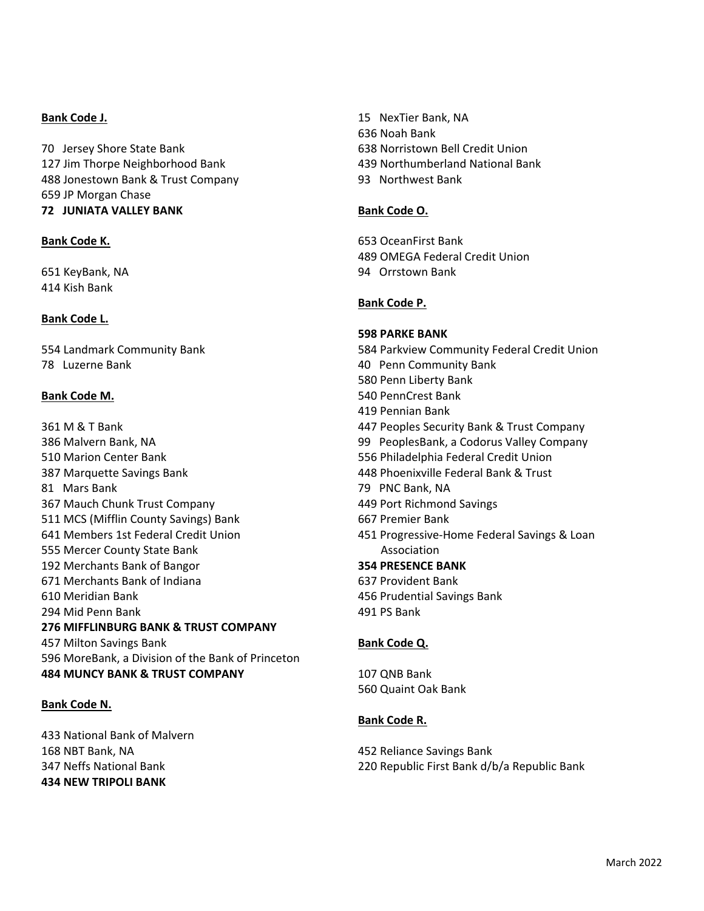**Bank Code J.**

70 Jersey Shore State Bank
127 Jim Thorpe Neighborhood Bank
488 Jonestown Bank & Trust Company
659 JP Morgan Chase
**72 JUNIATA VALLEY BANK**

**Bank Code K.**

651 KeyBank, NA
414 Kish Bank

**Bank Code L.**

554 Landmark Community Bank
78 Luzerne Bank

**Bank Code M.**

361 M & T Bank
386 Malvern Bank, NA
510 Marion Center Bank
387 Marquette Savings Bank
81 Mars Bank
367 Mauch Chunk Trust Company
511 MCS (Mifflin County Savings) Bank
641 Members 1st Federal Credit Union
555 Mercer County State Bank
192 Merchants Bank of Bangor
671 Merchants Bank of Indiana
610 Meridian Bank
294 Mid Penn Bank
**276 MIFFLINBURG BANK & TRUST COMPANY**
457 Milton Savings Bank
596 MoreBank, a Division of the Bank of Princeton
**484 MUNCY BANK & TRUST COMPANY**

**Bank Code N.**

433 National Bank of Malvern
168 NBT Bank, NA
347 Neffs National Bank
**434 NEW TRIPOLI BANK**
15 NexTier Bank, NA
636 Noah Bank
638 Norristown Bell Credit Union
439 Northumberland National Bank
93 Northwest Bank

**Bank Code O.**

653 OceanFirst Bank
489 OMEGA Federal Credit Union
94 Orrstown Bank

**Bank Code P.**

**598 PARKE BANK**
584 Parkview Community Federal Credit Union
40 Penn Community Bank
580 Penn Liberty Bank
540 PennCrest Bank
419 Pennian Bank
447 Peoples Security Bank & Trust Company
99 PeoplesBank, a Codorus Valley Company
556 Philadelphia Federal Credit Union
448 Phoenixville Federal Bank & Trust
79 PNC Bank, NA
449 Port Richmond Savings
667 Premier Bank
451 Progressive-Home Federal Savings & Loan Association
**354 PRESENCE BANK**
637 Provident Bank
456 Prudential Savings Bank
491 PS Bank

**Bank Code Q.**

107 QNB Bank
560 Quaint Oak Bank

**Bank Code R.**

452 Reliance Savings Bank
220 Republic First Bank d/b/a Republic Bank

March 2022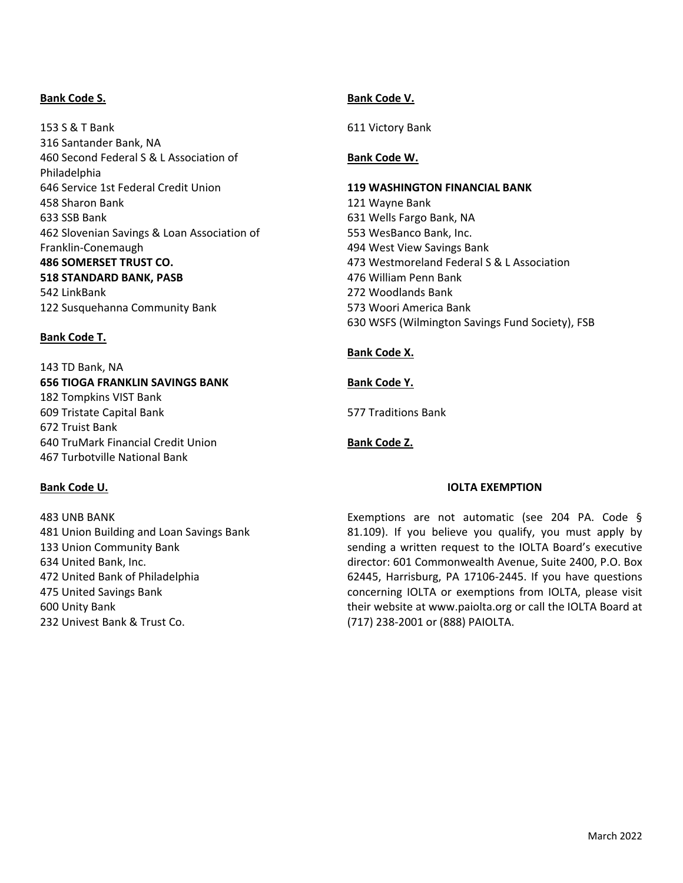**Bank Code S.**

153 S & T Bank
316 Santander Bank, NA
460 Second Federal S & L Association of Philadelphia
646 Service 1st Federal Credit Union
458 Sharon Bank
633 SSB Bank
462 Slovenian Savings & Loan Association of Franklin-Conemaugh
**486 SOMERSET TRUST CO.**
**518 STANDARD BANK, PASB**
542 LinkBank
122 Susquehanna Community Bank

**Bank Code T.**

143 TD Bank, NA
**656 TIOGA FRANKLIN SAVINGS BANK**
182 Tompkins VIST Bank
609 Tristate Capital Bank
672 Truist Bank
640 TruMark Financial Credit Union
467 Turbotville National Bank

**Bank Code U.**

483 UNB BANK
481 Union Building and Loan Savings Bank
133 Union Community Bank
634 United Bank, Inc.
472 United Bank of Philadelphia
475 United Savings Bank
600 Unity Bank
232 Univest Bank & Trust Co.

**Bank Code V.**

611 Victory Bank

**Bank Code W.**

**119 WASHINGTON FINANCIAL BANK**
121 Wayne Bank
631 Wells Fargo Bank, NA
553 WesBanco Bank, Inc.
494 West View Savings Bank
473 Westmoreland Federal S & L Association
476 William Penn Bank
272 Woodlands Bank
573 Woori America Bank
630 WSFS (Wilmington Savings Fund Society), FSB

**Bank Code X.**

**Bank Code Y.**

577 Traditions Bank

**Bank Code Z.**

**IOLTA EXEMPTION**

Exemptions are not automatic (see 204 PA. Code § 81.109). If you believe you qualify, you must apply by sending a written request to the IOLTA Board's executive director: 601 Commonwealth Avenue, Suite 2400, P.O. Box 62445, Harrisburg, PA 17106-2445. If you have questions concerning IOLTA or exemptions from IOLTA, please visit their website at www.paiolta.org or call the IOLTA Board at (717) 238-2001 or (888) PAIOLTA.

March 2022